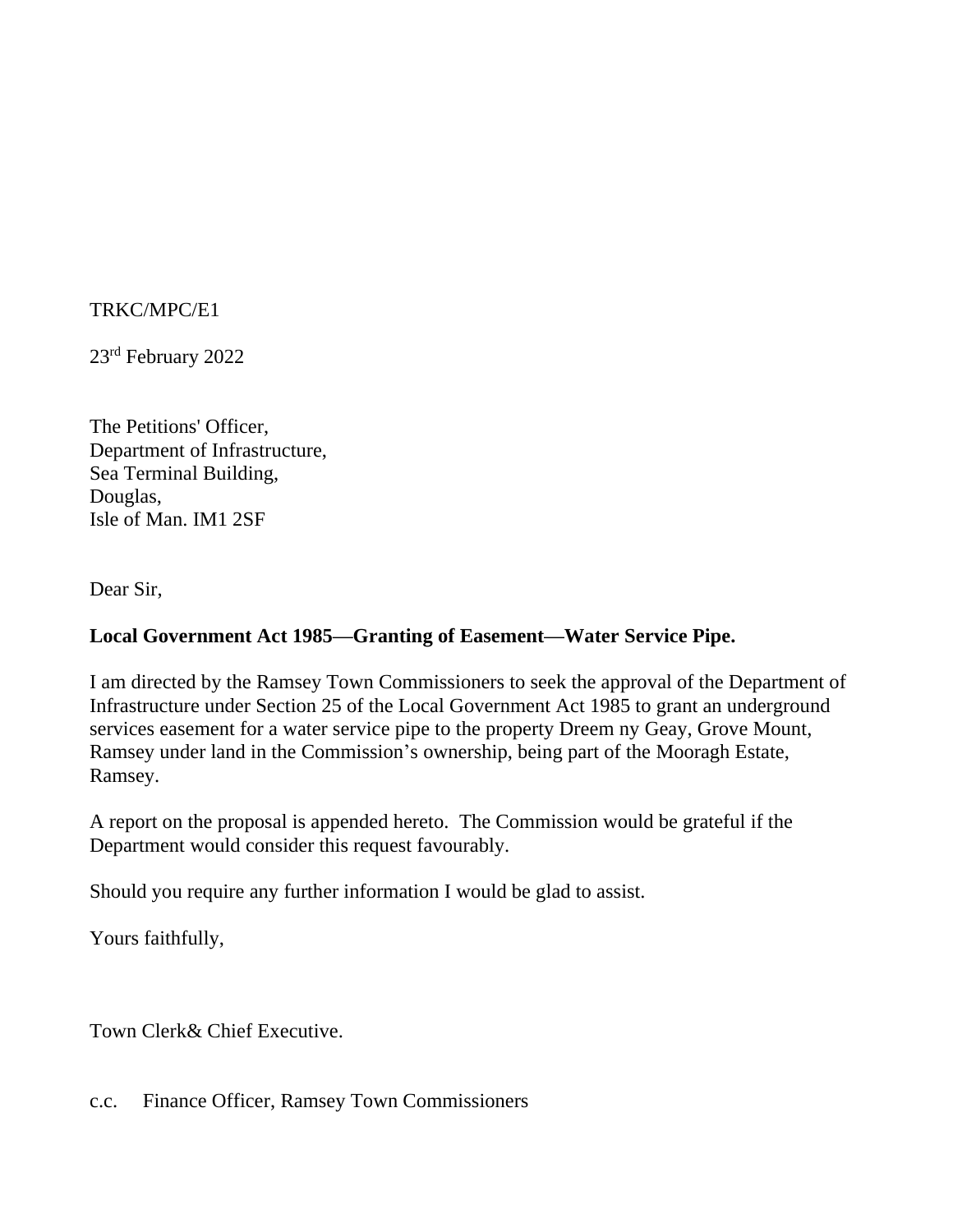TRKC/MPC/E1

23rd February 2022

The Petitions' Officer,  
Department of Infrastructure,  
Sea Terminal Building,  
Douglas,  
Isle of Man. IM1 2SF

Dear Sir,

**Local Government Act 1985—Granting of Easement—Water Service Pipe.**

I am directed by the Ramsey Town Commissioners to seek the approval of the Department of Infrastructure under Section 25 of the Local Government Act 1985 to grant an underground services easement for a water service pipe to the property Dreem ny Geay, Grove Mount, Ramsey under land in the Commission's ownership, being part of the Mooragh Estate, Ramsey.

A report on the proposal is appended hereto. The Commission would be grateful if the Department would consider this request favourably.

Should you require any further information I would be glad to assist.

Yours faithfully,

Town Clerk& Chief Executive.

c.c. Finance Officer, Ramsey Town Commissioners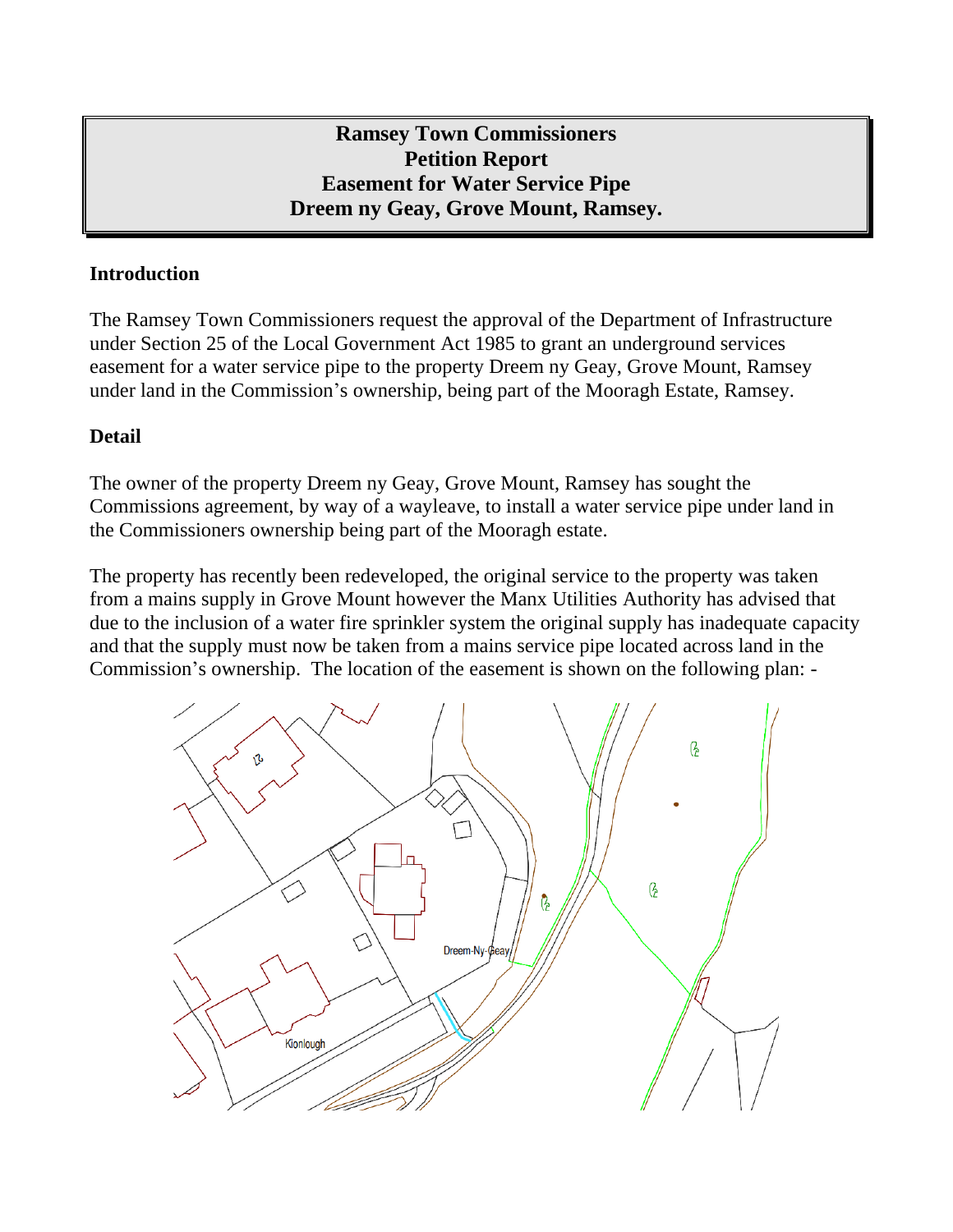**Ramsey Town Commissioners**
**Petition Report**
**Easement for Water Service Pipe**
**Dreem ny Geay, Grove Mount, Ramsey.**

## Introduction

The Ramsey Town Commissioners request the approval of the Department of Infrastructure under Section 25 of the Local Government Act 1985 to grant an underground services easement for a water service pipe to the property Dreem ny Geay, Grove Mount, Ramsey under land in the Commission's ownership, being part of the Mooragh Estate, Ramsey.

## Detail

The owner of the property Dreem ny Geay, Grove Mount, Ramsey has sought the Commissions agreement, by way of a wayleave, to install a water service pipe under land in the Commissioners ownership being part of the Mooragh estate.

The property has recently been redeveloped, the original service to the property was taken from a mains supply in Grove Mount however the Manx Utilities Authority has advised that due to the inclusion of a water fire sprinkler system the original supply has inadequate capacity and that the supply must now be taken from a mains service pipe located across land in the Commission's ownership. The location of the easement is shown on the following plan: -

Dreem-Ny-Geay

Kionlough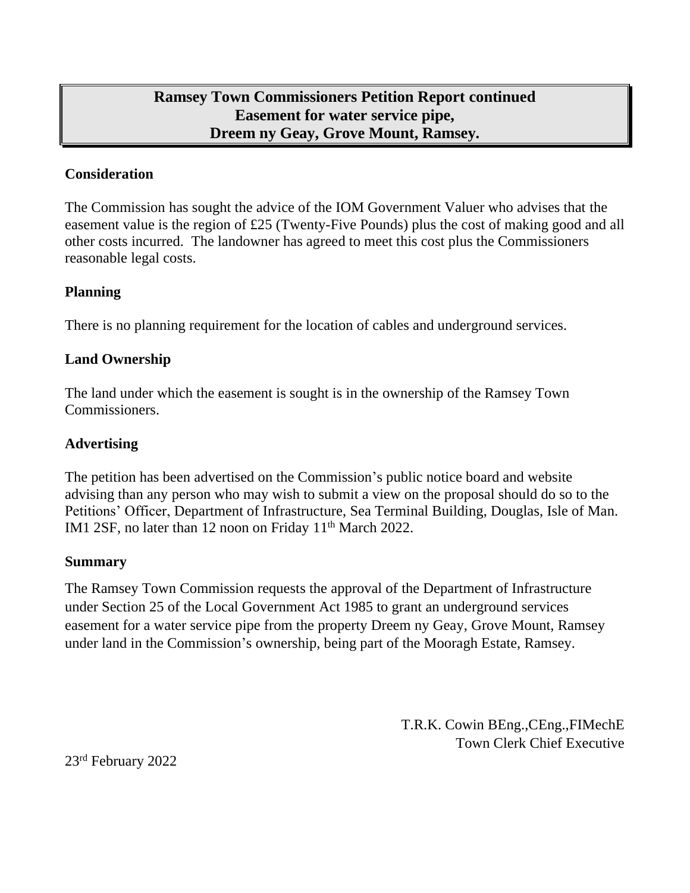**Ramsey Town Commissioners Petition Report continued**
**Easement for water service pipe,**
**Dreem ny Geay, Grove Mount, Ramsey.**

### Consideration

The Commission has sought the advice of the IOM Government Valuer who advises that the easement value is the region of £25 (Twenty-Five Pounds) plus the cost of making good and all other costs incurred. The landowner has agreed to meet this cost plus the Commissioners reasonable legal costs.

### Planning

There is no planning requirement for the location of cables and underground services.

### Land Ownership

The land under which the easement is sought is in the ownership of the Ramsey Town Commissioners.

### Advertising

The petition has been advertised on the Commission's public notice board and website advising than any person who may wish to submit a view on the proposal should do so to the Petitions' Officer, Department of Infrastructure, Sea Terminal Building, Douglas, Isle of Man. IM1 2SF, no later than 12 noon on Friday 11th March 2022.

### Summary

The Ramsey Town Commission requests the approval of the Department of Infrastructure under Section 25 of the Local Government Act 1985 to grant an underground services easement for a water service pipe from the property Dreem ny Geay, Grove Mount, Ramsey under land in the Commission's ownership, being part of the Mooragh Estate, Ramsey.

T.R.K. Cowin BEng.,CEng.,FIMechE
Town Clerk Chief Executive

23rd February 2022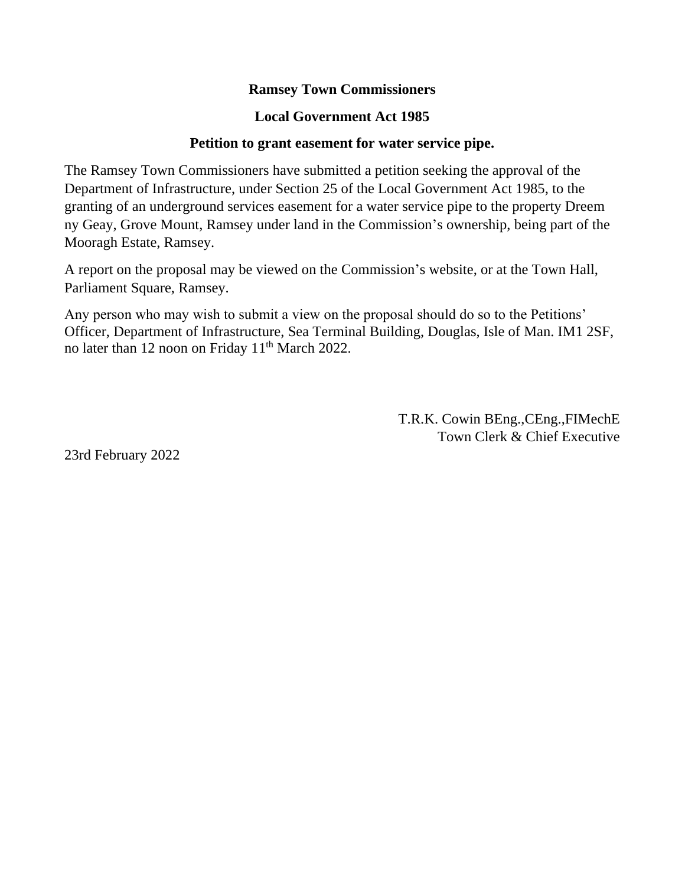**Ramsey Town Commissioners**

**Local Government Act 1985**

**Petition to grant easement for water service pipe.**

The Ramsey Town Commissioners have submitted a petition seeking the approval of the Department of Infrastructure, under Section 25 of the Local Government Act 1985, to the granting of an underground services easement for a water service pipe to the property Dreem ny Geay, Grove Mount, Ramsey under land in the Commission's ownership, being part of the Mooragh Estate, Ramsey.

A report on the proposal may be viewed on the Commission's website, or at the Town Hall, Parliament Square, Ramsey.

Any person who may wish to submit a view on the proposal should do so to the Petitions' Officer, Department of Infrastructure, Sea Terminal Building, Douglas, Isle of Man. IM1 2SF, no later than 12 noon on Friday 11th March 2022.

T.R.K. Cowin BEng.,CEng.,FIMechE
Town Clerk & Chief Executive

23rd February 2022